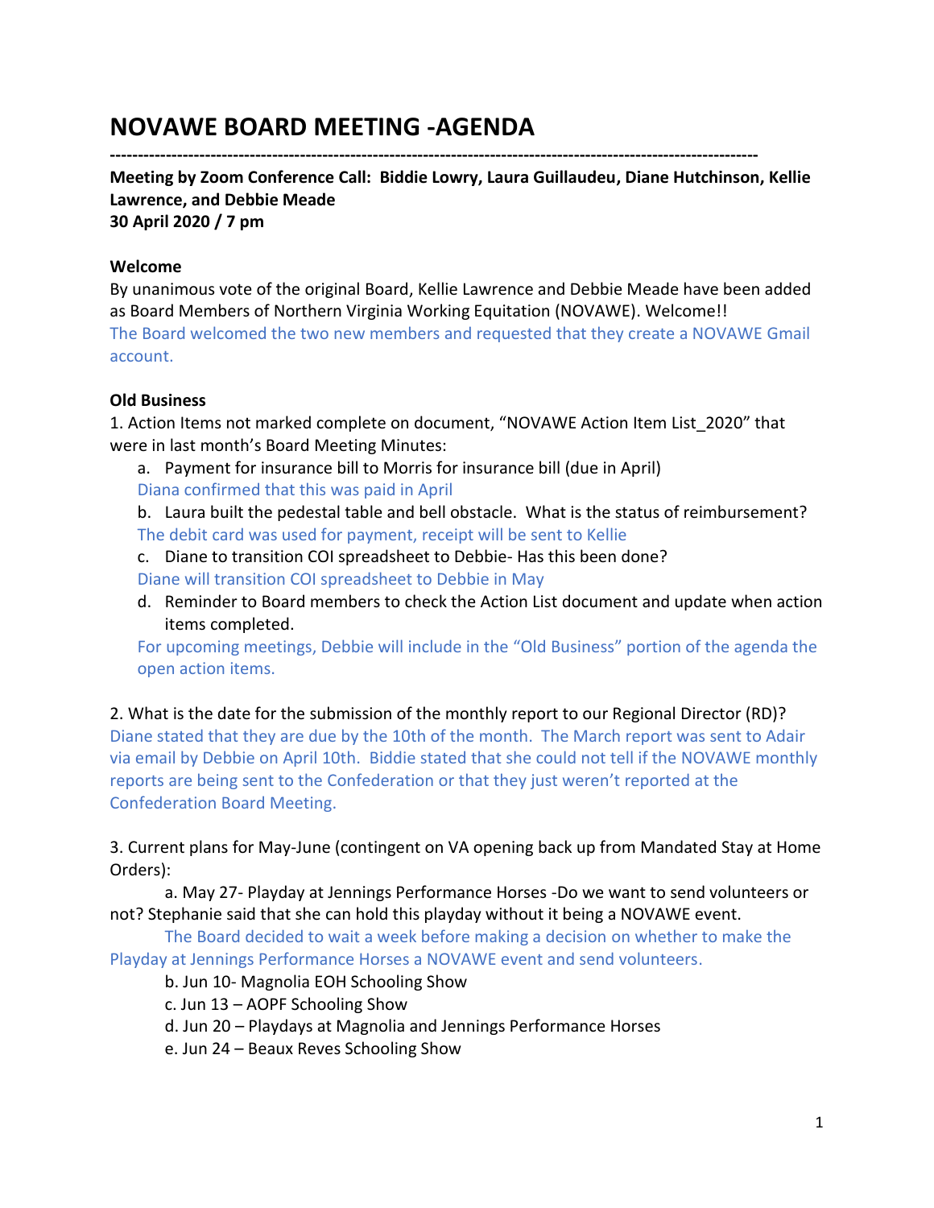# NOVAWE BOARD MEETING -AGENDA

---

**Meeting by Zoom Conference Call: Biddie Lowry, Laura Guillaudeu, Diane Hutchinson, Kellie Lawrence, and Debbie Meade**
**30 April 2020 / 7 pm**

**Welcome**

By unanimous vote of the original Board, Kellie Lawrence and Debbie Meade have been added as Board Members of Northern Virginia Working Equitation (NOVAWE). Welcome!!

The Board welcomed the two new members and requested that they create a NOVAWE Gmail account.

**Old Business**

1. Action Items not marked complete on document, "NOVAWE Action Item List_2020" that were in last month's Board Meeting Minutes:

   a. Payment for insurance bill to Morris for insurance bill (due in April)

   Diana confirmed that this was paid in April

   b. Laura built the pedestal table and bell obstacle. What is the status of reimbursement?

   The debit card was used for payment, receipt will be sent to Kellie

   c. Diane to transition COI spreadsheet to Debbie- Has this been done?

   Diane will transition COI spreadsheet to Debbie in May

   d. Reminder to Board members to check the Action List document and update when action items completed.

   For upcoming meetings, Debbie will include in the "Old Business" portion of the agenda the open action items.

2. What is the date for the submission of the monthly report to our Regional Director (RD)?

Diane stated that they are due by the 10th of the month. The March report was sent to Adair via email by Debbie on April 10th. Biddie stated that she could not tell if the NOVAWE monthly reports are being sent to the Confederation or that they just weren't reported at the Confederation Board Meeting.

3. Current plans for May-June (contingent on VA opening back up from Mandated Stay at Home Orders):

   a. May 27- Playday at Jennings Performance Horses -Do we want to send volunteers or not? Stephanie said that she can hold this playday without it being a NOVAWE event.

   The Board decided to wait a week before making a decision on whether to make the Playday at Jennings Performance Horses a NOVAWE event and send volunteers.

   b. Jun 10- Magnolia EOH Schooling Show

   c. Jun 13 – AOPF Schooling Show

   d. Jun 20 – Playdays at Magnolia and Jennings Performance Horses

   e. Jun 24 – Beaux Reves Schooling Show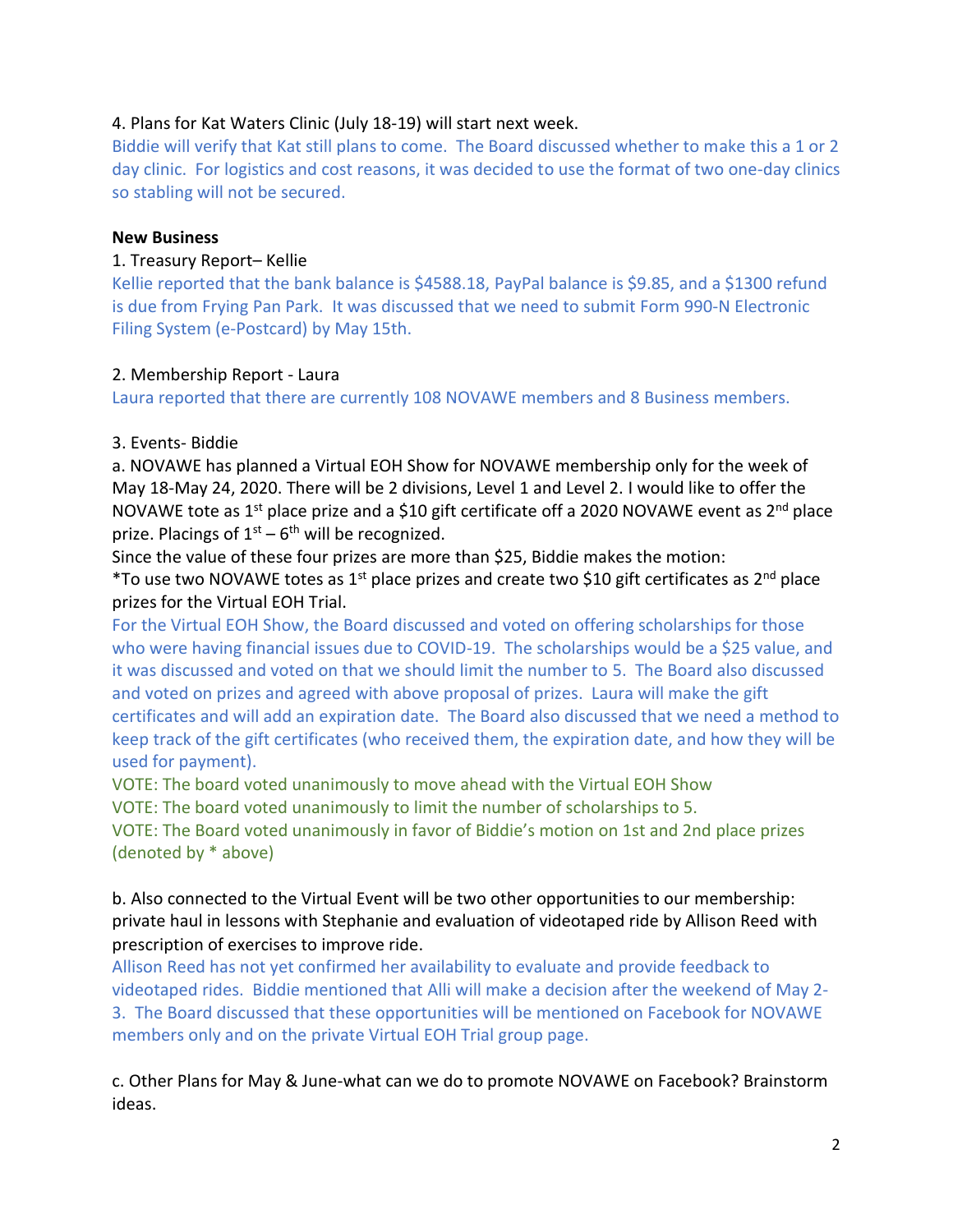4. Plans for Kat Waters Clinic (July 18-19) will start next week.

Biddie will verify that Kat still plans to come. The Board discussed whether to make this a 1 or 2 day clinic. For logistics and cost reasons, it was decided to use the format of two one-day clinics so stabling will not be secured.

**New Business**

1. Treasury Report– Kellie

Kellie reported that the bank balance is $4588.18, PayPal balance is $9.85, and a $1300 refund is due from Frying Pan Park. It was discussed that we need to submit Form 990-N Electronic Filing System (e-Postcard) by May 15th.

2. Membership Report - Laura

Laura reported that there are currently 108 NOVAWE members and 8 Business members.

3. Events- Biddie

a. NOVAWE has planned a Virtual EOH Show for NOVAWE membership only for the week of May 18-May 24, 2020. There will be 2 divisions, Level 1 and Level 2. I would like to offer the NOVAWE tote as 1st place prize and a $10 gift certificate off a 2020 NOVAWE event as 2nd place prize. Placings of 1st – 6th will be recognized.

Since the value of these four prizes are more than $25, Biddie makes the motion:

*To use two NOVAWE totes as 1st place prizes and create two $10 gift certificates as 2nd place prizes for the Virtual EOH Trial.

For the Virtual EOH Show, the Board discussed and voted on offering scholarships for those who were having financial issues due to COVID-19. The scholarships would be a $25 value, and it was discussed and voted on that we should limit the number to 5. The Board also discussed and voted on prizes and agreed with above proposal of prizes. Laura will make the gift certificates and will add an expiration date. The Board also discussed that we need a method to keep track of the gift certificates (who received them, the expiration date, and how they will be used for payment).

VOTE: The board voted unanimously to move ahead with the Virtual EOH Show

VOTE: The board voted unanimously to limit the number of scholarships to 5.

VOTE: The Board voted unanimously in favor of Biddie's motion on 1st and 2nd place prizes (denoted by * above)

b. Also connected to the Virtual Event will be two other opportunities to our membership: private haul in lessons with Stephanie and evaluation of videotaped ride by Allison Reed with prescription of exercises to improve ride.

Allison Reed has not yet confirmed her availability to evaluate and provide feedback to videotaped rides. Biddie mentioned that Alli will make a decision after the weekend of May 2-3. The Board discussed that these opportunities will be mentioned on Facebook for NOVAWE members only and on the private Virtual EOH Trial group page.

c. Other Plans for May & June-what can we do to promote NOVAWE on Facebook? Brainstorm ideas.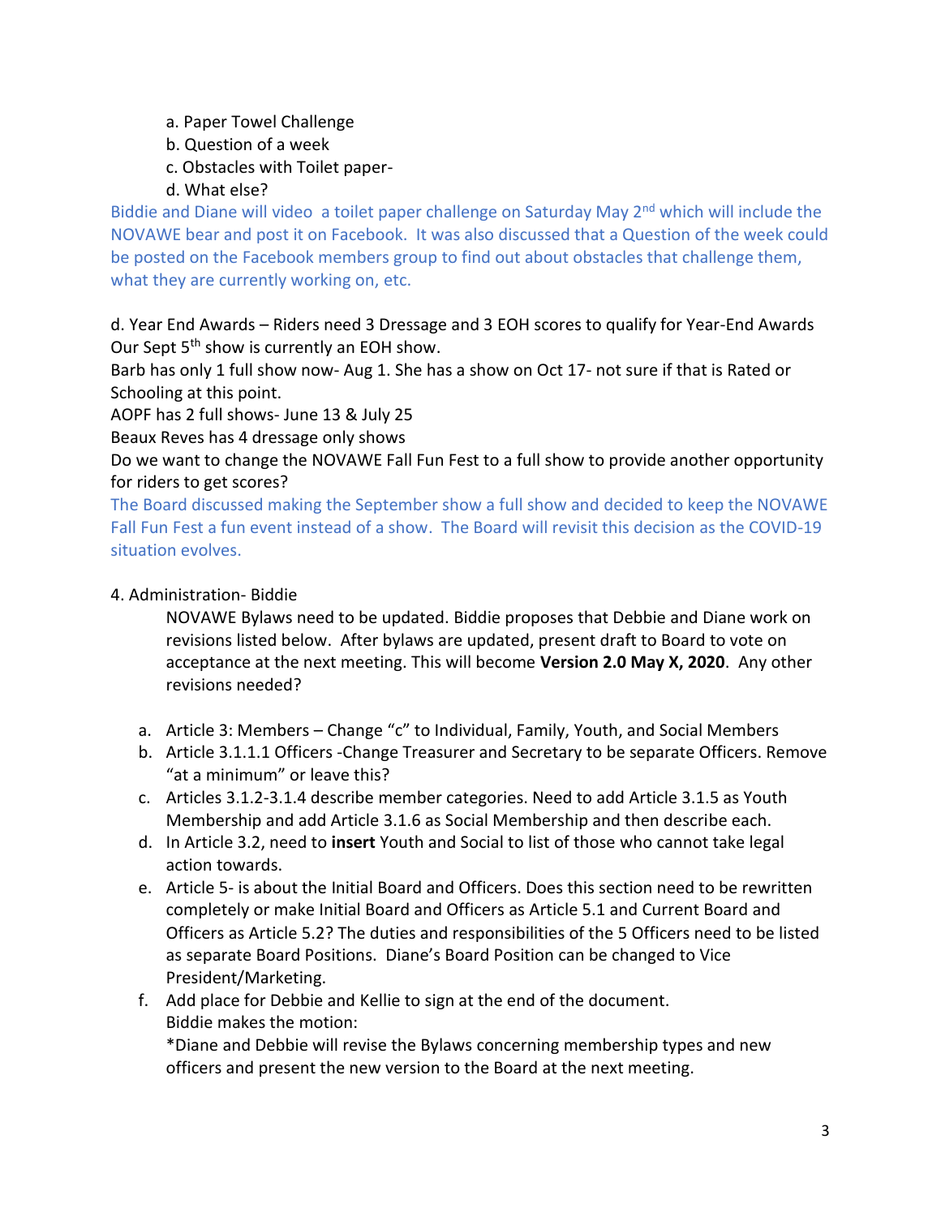a. Paper Towel Challenge
b. Question of a week
c. Obstacles with Toilet paper-
d. What else?

Biddie and Diane will video a toilet paper challenge on Saturday May 2nd which will include the NOVAWE bear and post it on Facebook. It was also discussed that a Question of the week could be posted on the Facebook members group to find out about obstacles that challenge them, what they are currently working on, etc.

d. Year End Awards – Riders need 3 Dressage and 3 EOH scores to qualify for Year-End Awards Our Sept 5th show is currently an EOH show.
Barb has only 1 full show now- Aug 1. She has a show on Oct 17- not sure if that is Rated or Schooling at this point.
AOPF has 2 full shows- June 13 & July 25
Beaux Reves has 4 dressage only shows
Do we want to change the NOVAWE Fall Fun Fest to a full show to provide another opportunity for riders to get scores?
The Board discussed making the September show a full show and decided to keep the NOVAWE Fall Fun Fest a fun event instead of a show. The Board will revisit this decision as the COVID-19 situation evolves.

4. Administration- Biddie

NOVAWE Bylaws need to be updated. Biddie proposes that Debbie and Diane work on revisions listed below. After bylaws are updated, present draft to Board to vote on acceptance at the next meeting. This will become **Version 2.0 May X, 2020**. Any other revisions needed?

a. Article 3: Members – Change "c" to Individual, Family, Youth, and Social Members
b. Article 3.1.1.1 Officers -Change Treasurer and Secretary to be separate Officers. Remove "at a minimum" or leave this?
c. Articles 3.1.2-3.1.4 describe member categories. Need to add Article 3.1.5 as Youth Membership and add Article 3.1.6 as Social Membership and then describe each.
d. In Article 3.2, need to **insert** Youth and Social to list of those who cannot take legal action towards.
e. Article 5- is about the Initial Board and Officers. Does this section need to be rewritten completely or make Initial Board and Officers as Article 5.1 and Current Board and Officers as Article 5.2? The duties and responsibilities of the 5 Officers need to be listed as separate Board Positions. Diane's Board Position can be changed to Vice President/Marketing.
f. Add place for Debbie and Kellie to sign at the end of the document.
Biddie makes the motion:
*Diane and Debbie will revise the Bylaws concerning membership types and new officers and present the new version to the Board at the next meeting.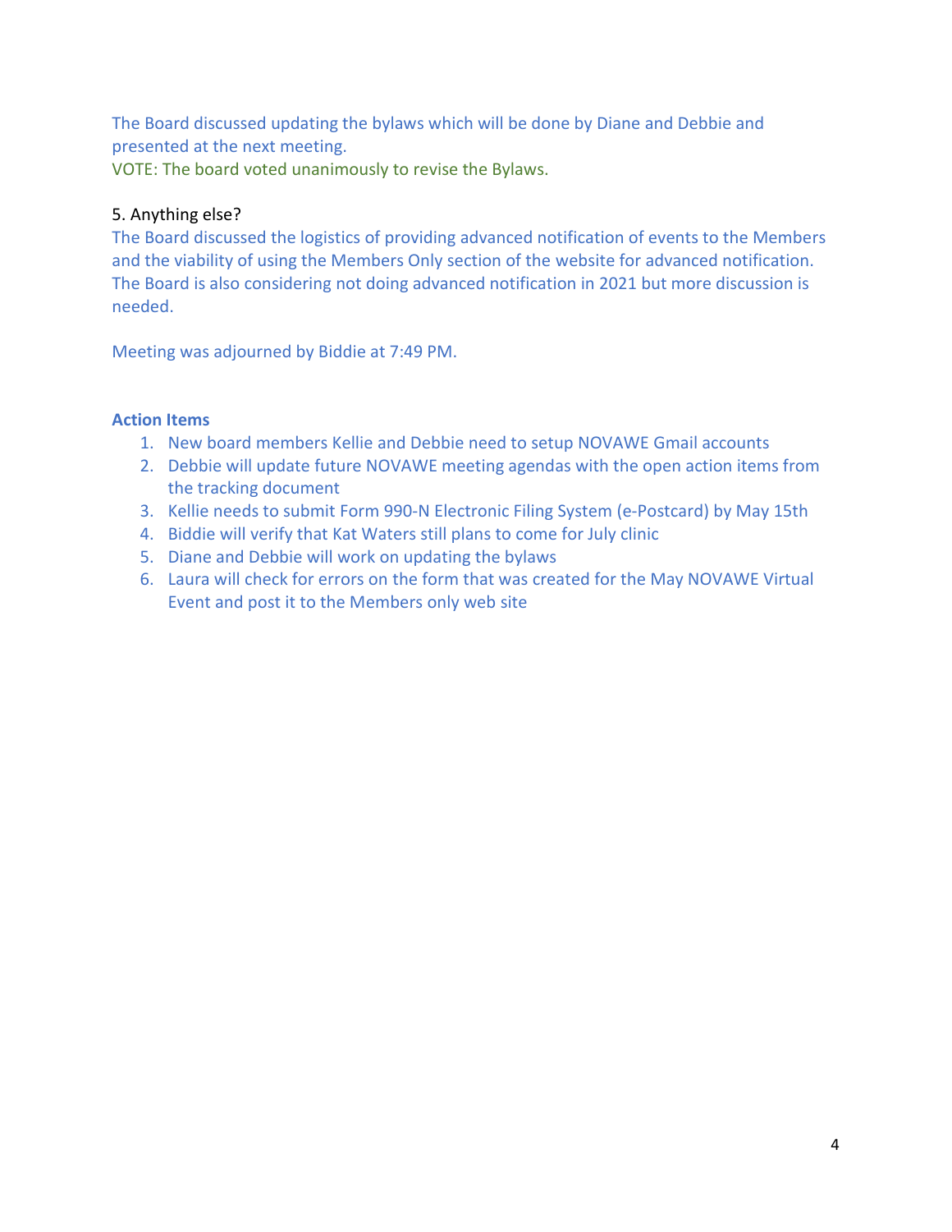The Board discussed updating the bylaws which will be done by Diane and Debbie and presented at the next meeting.
VOTE: The board voted unanimously to revise the Bylaws.

5. Anything else?
The Board discussed the logistics of providing advanced notification of events to the Members and the viability of using the Members Only section of the website for advanced notification. The Board is also considering not doing advanced notification in 2021 but more discussion is needed.

Meeting was adjourned by Biddie at 7:49 PM.

**Action Items**

1. New board members Kellie and Debbie need to setup NOVAWE Gmail accounts
2. Debbie will update future NOVAWE meeting agendas with the open action items from the tracking document
3. Kellie needs to submit Form 990-N Electronic Filing System (e-Postcard) by May 15th
4. Biddie will verify that Kat Waters still plans to come for July clinic
5. Diane and Debbie will work on updating the bylaws
6. Laura will check for errors on the form that was created for the May NOVAWE Virtual Event and post it to the Members only web site